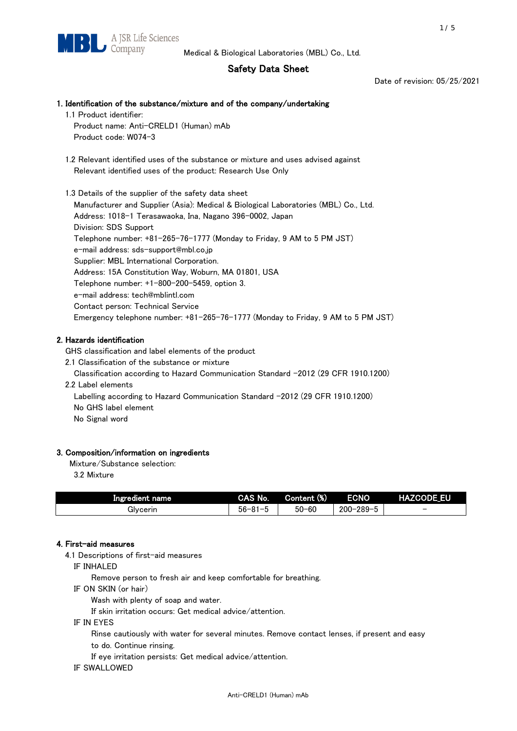MBL A JSR Life Sciences Company

Medical & Biological Laboratories (MBL) Co., Ltd.

# Safety Data Sheet

Date of revision: 05/25/2021

## 1. Identification of the substance/mixture and of the company/undertaking

1.1 Product identifier:

Product name: Anti-CRELD1 (Human) mAb

Product code: W074-3

1.2 Relevant identified uses of the substance or mixture and uses advised against

Relevant identified uses of the product: Research Use Only

1.3 Details of the supplier of the safety data sheet

Manufacturer and Supplier (Asia): Medical & Biological Laboratories (MBL) Co., Ltd.

Address: 1018-1 Terasawaoka, Ina, Nagano 396-0002, Japan

Division: SDS Support

Telephone number: +81-265-76-1777 (Monday to Friday, 9 AM to 5 PM JST)

e-mail address: sds-support@mbl.co.jp

Supplier: MBL International Corporation.

Address: 15A Constitution Way, Woburn, MA 01801, USA

Telephone number: +1-800-200-5459, option 3.

e-mail address: tech@mblintl.com

Contact person: Technical Service

Emergency telephone number: +81-265-76-1777 (Monday to Friday, 9 AM to 5 PM JST)

## 2. Hazards identification

GHS classification and label elements of the product

2.1 Classification of the substance or mixture

Classification according to Hazard Communication Standard -2012 (29 CFR 1910.1200)

2.2 Label elements

Labelling according to Hazard Communication Standard -2012 (29 CFR 1910.1200)

No GHS label element

No Signal word

## 3. Composition/information on ingredients

Mixture/Substance selection:

3.2 Mixture

| Ingredient name | CAS No. | Content (%) | ECNO | HAZCODE_EU |
|---|---|---|---|---|
| Glycerin | 56-81-5 | 50-60 | 200-289-5 | - |

## 4. First-aid measures

4.1 Descriptions of first-aid measures

IF INHALED

Remove person to fresh air and keep comfortable for breathing.

IF ON SKIN (or hair)

Wash with plenty of soap and water.

If skin irritation occurs: Get medical advice/attention.

IF IN EYES

Rinse cautiously with water for several minutes. Remove contact lenses, if present and easy to do. Continue rinsing.

If eye irritation persists: Get medical advice/attention.

IF SWALLOWED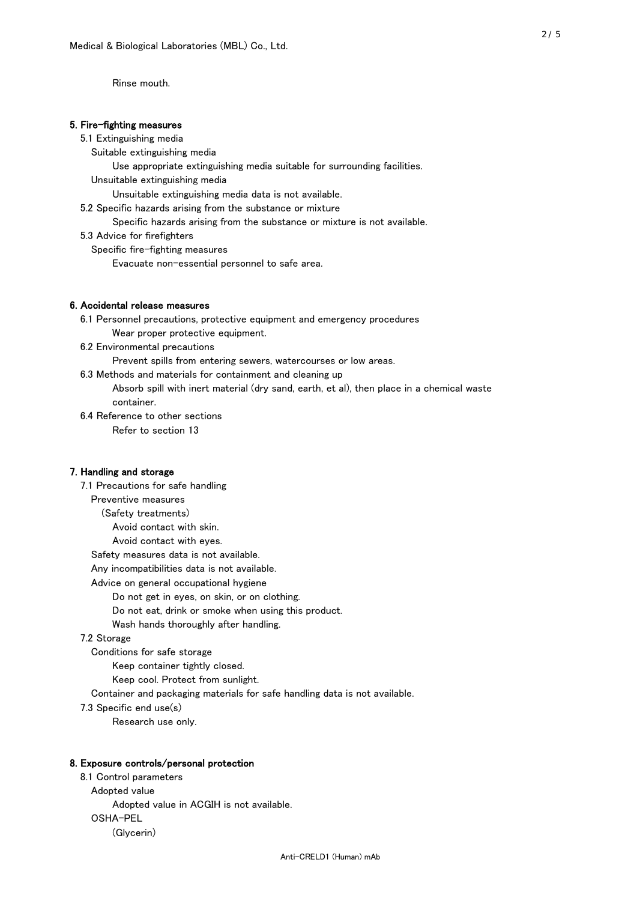Rinse mouth.

## 5. Fire-fighting measures

5.1 Extinguishing media

Suitable extinguishing media

Use appropriate extinguishing media suitable for surrounding facilities.

Unsuitable extinguishing media

Unsuitable extinguishing media data is not available.

5.2 Specific hazards arising from the substance or mixture

Specific hazards arising from the substance or mixture is not available.

5.3 Advice for firefighters

Specific fire-fighting measures

Evacuate non-essential personnel to safe area.

## 6. Accidental release measures

6.1 Personnel precautions, protective equipment and emergency procedures

Wear proper protective equipment.

6.2 Environmental precautions

Prevent spills from entering sewers, watercourses or low areas.

6.3 Methods and materials for containment and cleaning up

Absorb spill with inert material (dry sand, earth, et al), then place in a chemical waste container.

6.4 Reference to other sections

Refer to section 13

## 7. Handling and storage

7.1 Precautions for safe handling

Preventive measures

(Safety treatments)

Avoid contact with skin.

Avoid contact with eyes.

Safety measures data is not available.

Any incompatibilities data is not available.

Advice on general occupational hygiene

Do not get in eyes, on skin, or on clothing.

Do not eat, drink or smoke when using this product.

Wash hands thoroughly after handling.

7.2 Storage

Conditions for safe storage

Keep container tightly closed.

Keep cool. Protect from sunlight.

Container and packaging materials for safe handling data is not available.

7.3 Specific end use(s)

Research use only.

## 8. Exposure controls/personal protection

8.1 Control parameters

Adopted value

Adopted value in ACGIH is not available.

OSHA-PEL

(Glycerin)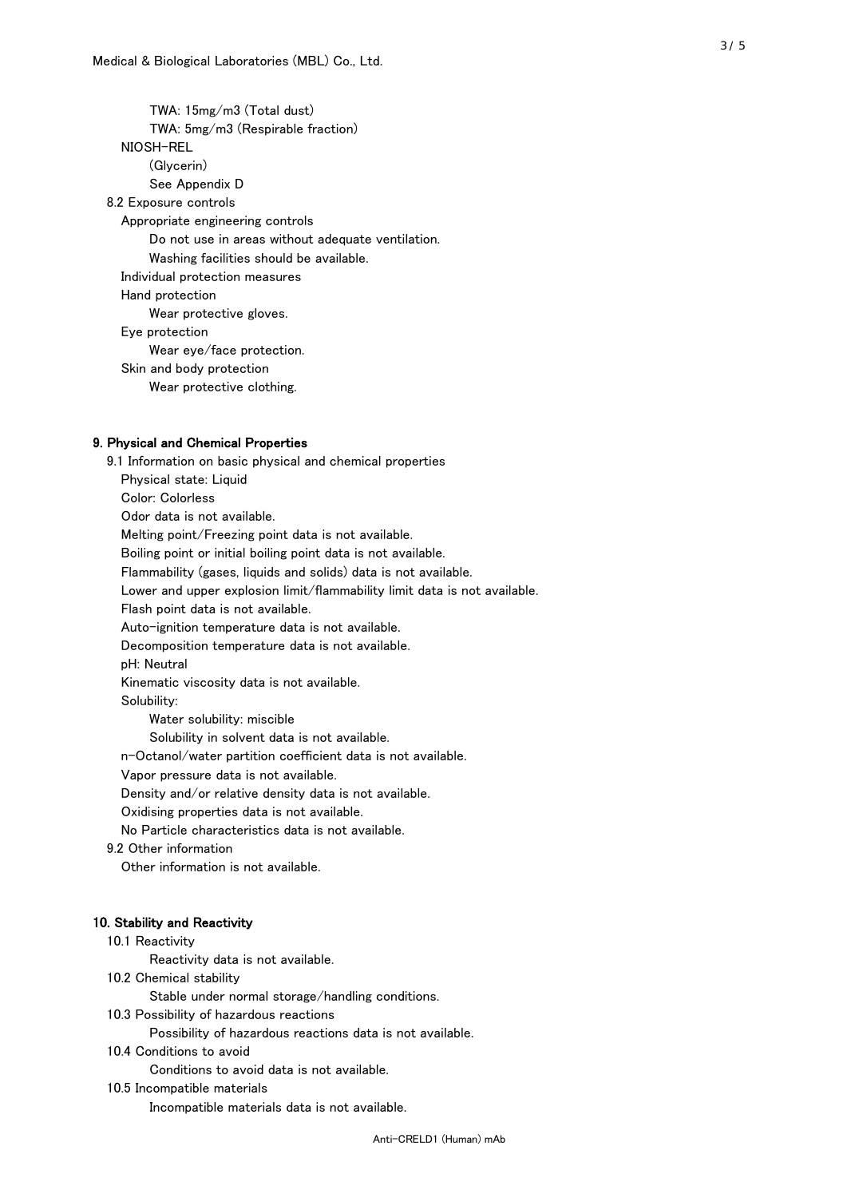TWA: 15mg/m3 (Total dust)

TWA: 5mg/m3 (Respirable fraction)

NIOSH-REL

(Glycerin)

See Appendix D

8.2 Exposure controls

Appropriate engineering controls

Do not use in areas without adequate ventilation.

Washing facilities should be available.

Individual protection measures

Hand protection

Wear protective gloves.

Eye protection

Wear eye/face protection.

Skin and body protection

Wear protective clothing.

## 9. Physical and Chemical Properties

9.1 Information on basic physical and chemical properties

Physical state: Liquid

Color: Colorless

Odor data is not available.

Melting point/Freezing point data is not available.

Boiling point or initial boiling point data is not available.

Flammability (gases, liquids and solids) data is not available.

Lower and upper explosion limit/flammability limit data is not available.

Flash point data is not available.

Auto-ignition temperature data is not available.

Decomposition temperature data is not available.

pH: Neutral

Kinematic viscosity data is not available.

Solubility:

Water solubility: miscible

Solubility in solvent data is not available.

n-Octanol/water partition coefficient data is not available.

Vapor pressure data is not available.

Density and/or relative density data is not available.

Oxidising properties data is not available.

No Particle characteristics data is not available.

9.2 Other information

Other information is not available.

## 10. Stability and Reactivity

10.1 Reactivity

Reactivity data is not available.

10.2 Chemical stability

Stable under normal storage/handling conditions.

10.3 Possibility of hazardous reactions

Possibility of hazardous reactions data is not available.

10.4 Conditions to avoid

Conditions to avoid data is not available.

10.5 Incompatible materials

Incompatible materials data is not available.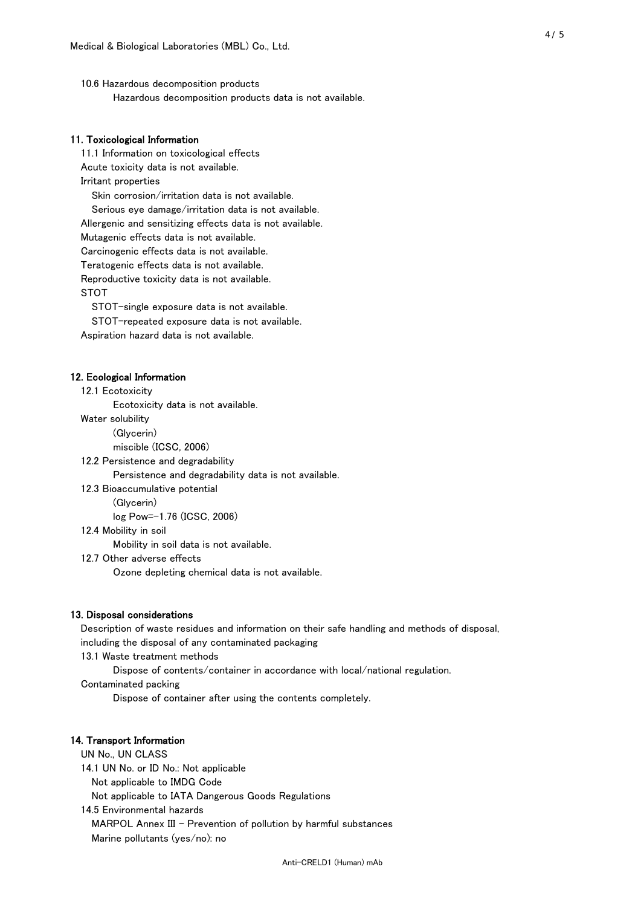10.6 Hazardous decomposition products

Hazardous decomposition products data is not available.

## 11. Toxicological Information

11.1 Information on toxicological effects

Acute toxicity data is not available.

Irritant properties

Skin corrosion/irritation data is not available.

Serious eye damage/irritation data is not available.

Allergenic and sensitizing effects data is not available.

Mutagenic effects data is not available.

Carcinogenic effects data is not available.

Teratogenic effects data is not available.

Reproductive toxicity data is not available.

STOT

STOT-single exposure data is not available.

STOT-repeated exposure data is not available.

Aspiration hazard data is not available.

## 12. Ecological Information

12.1 Ecotoxicity

Ecotoxicity data is not available.

Water solubility

(Glycerin)

miscible (ICSC, 2006)

12.2 Persistence and degradability

Persistence and degradability data is not available.

12.3 Bioaccumulative potential

(Glycerin)

log Pow=-1.76 (ICSC, 2006)

12.4 Mobility in soil

Mobility in soil data is not available.

12.7 Other adverse effects

Ozone depleting chemical data is not available.

## 13. Disposal considerations

Description of waste residues and information on their safe handling and methods of disposal, including the disposal of any contaminated packaging

13.1 Waste treatment methods

Dispose of contents/container in accordance with local/national regulation.

Contaminated packing

Dispose of container after using the contents completely.

## 14. Transport Information

UN No., UN CLASS

14.1 UN No. or ID No.: Not applicable

Not applicable to IMDG Code

Not applicable to IATA Dangerous Goods Regulations

14.5 Environmental hazards

MARPOL Annex III - Prevention of pollution by harmful substances

Marine pollutants (yes/no): no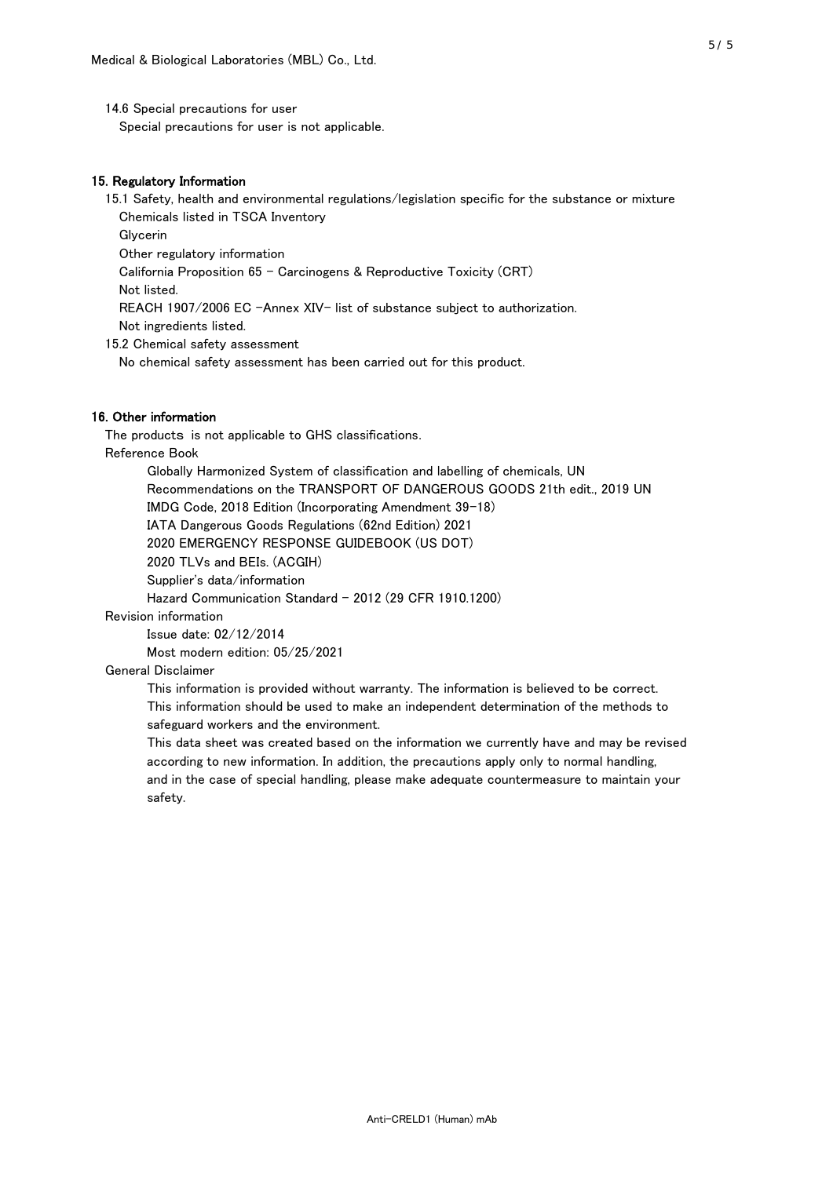14.6 Special precautions for user

Special precautions for user is not applicable.

## 15. Regulatory Information

15.1 Safety, health and environmental regulations/legislation specific for the substance or mixture

Chemicals listed in TSCA Inventory

Glycerin

Other regulatory information

California Proposition 65 - Carcinogens & Reproductive Toxicity (CRT)

Not listed.

REACH 1907/2006 EC -Annex XIV- list of substance subject to authorization.

Not ingredients listed.

15.2 Chemical safety assessment

No chemical safety assessment has been carried out for this product.

## 16. Other information

The products is not applicable to GHS classifications.

Reference Book

Globally Harmonized System of classification and labelling of chemicals, UN

Recommendations on the TRANSPORT OF DANGEROUS GOODS 21th edit., 2019 UN

IMDG Code, 2018 Edition (Incorporating Amendment 39-18)

IATA Dangerous Goods Regulations (62nd Edition) 2021

2020 EMERGENCY RESPONSE GUIDEBOOK (US DOT)

2020 TLVs and BEIs. (ACGIH)

Supplier's data/information

Hazard Communication Standard - 2012 (29 CFR 1910.1200)

Revision information

Issue date: 02/12/2014

Most modern edition: 05/25/2021

General Disclaimer

This information is provided without warranty. The information is believed to be correct. This information should be used to make an independent determination of the methods to safeguard workers and the environment.

This data sheet was created based on the information we currently have and may be revised according to new information. In addition, the precautions apply only to normal handling, and in the case of special handling, please make adequate countermeasure to maintain your safety.